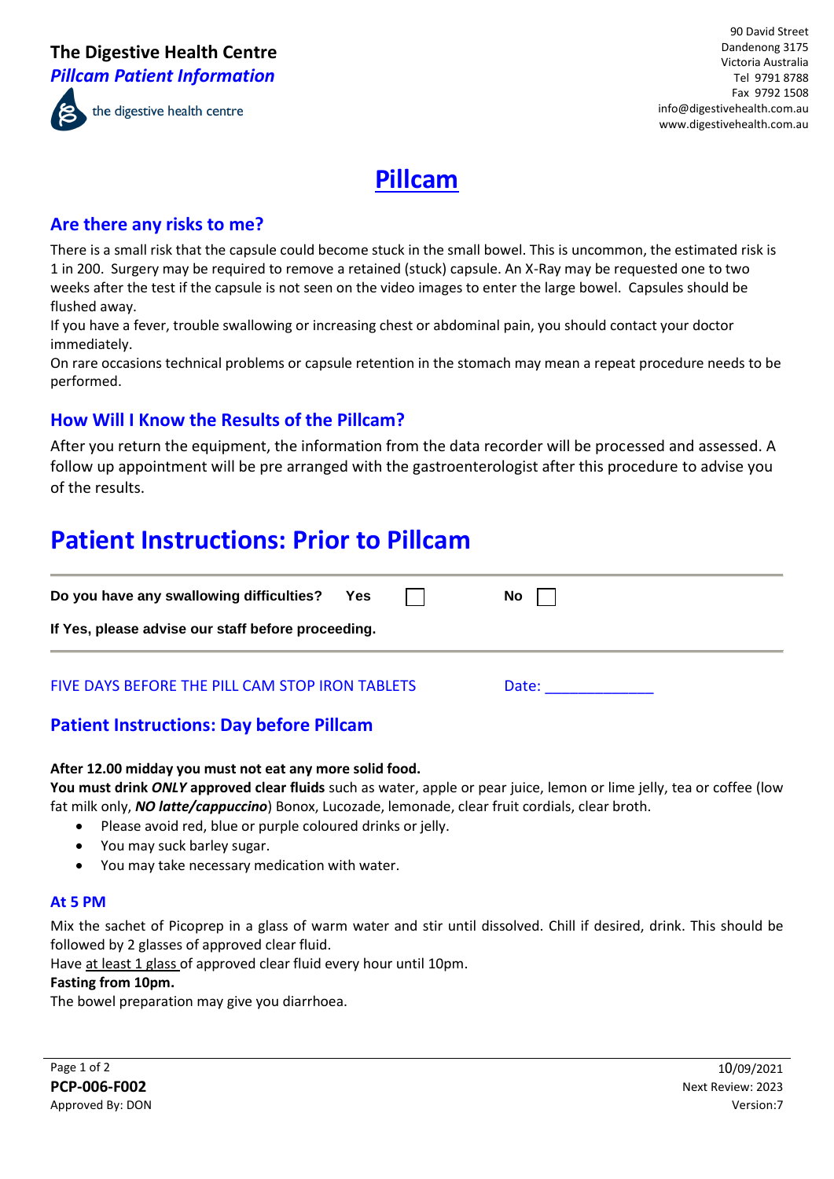**The Digestive Health Centre**
***Pillcam Patient Information***

the digestive health centre

90 David Street
Dandenong 3175
Victoria Australia
Tel 9791 8788
Fax 9792 1508
info@digestivehealth.com.au
www.digestivehealth.com.au

# Pillcam

## Are there any risks to me?

There is a small risk that the capsule could become stuck in the small bowel. This is uncommon, the estimated risk is 1 in 200. Surgery may be required to remove a retained (stuck) capsule. An X-Ray may be requested one to two weeks after the test if the capsule is not seen on the video images to enter the large bowel. Capsules should be flushed away.

If you have a fever, trouble swallowing or increasing chest or abdominal pain, you should contact your doctor immediately.

On rare occasions technical problems or capsule retention in the stomach may mean a repeat procedure needs to be performed.

## How Will I Know the Results of the Pillcam?

After you return the equipment, the information from the data recorder will be processed and assessed. A follow up appointment will be pre arranged with the gastroenterologist after this procedure to advise you of the results.

# Patient Instructions: Prior to Pillcam

**Do you have any swallowing difficulties?** **Yes** ☐ **No** ☐

**If Yes, please advise our staff before proceeding.**

FIVE DAYS BEFORE THE PILL CAM STOP IRON TABLETS Date: ____________

## Patient Instructions: Day before Pillcam

**After 12.00 midday you must not eat any more solid food.**

**You must drink *ONLY* approved clear fluids** such as water, apple or pear juice, lemon or lime jelly, tea or coffee (low fat milk only, ***NO latte/cappuccino***) Bonox, Lucozade, lemonade, clear fruit cordials, clear broth.

- Please avoid red, blue or purple coloured drinks or jelly.
- You may suck barley sugar.
- You may take necessary medication with water.

### At 5 PM

Mix the sachet of Picoprep in a glass of warm water and stir until dissolved. Chill if desired, drink. This should be followed by 2 glasses of approved clear fluid.

Have at least 1 glass of approved clear fluid every hour until 10pm.

**Fasting from 10pm.**

The bowel preparation may give you diarrhoea.

**PCP-006-F002**
Approved By: DON

10/09/2021
Next Review: 2023
Version:7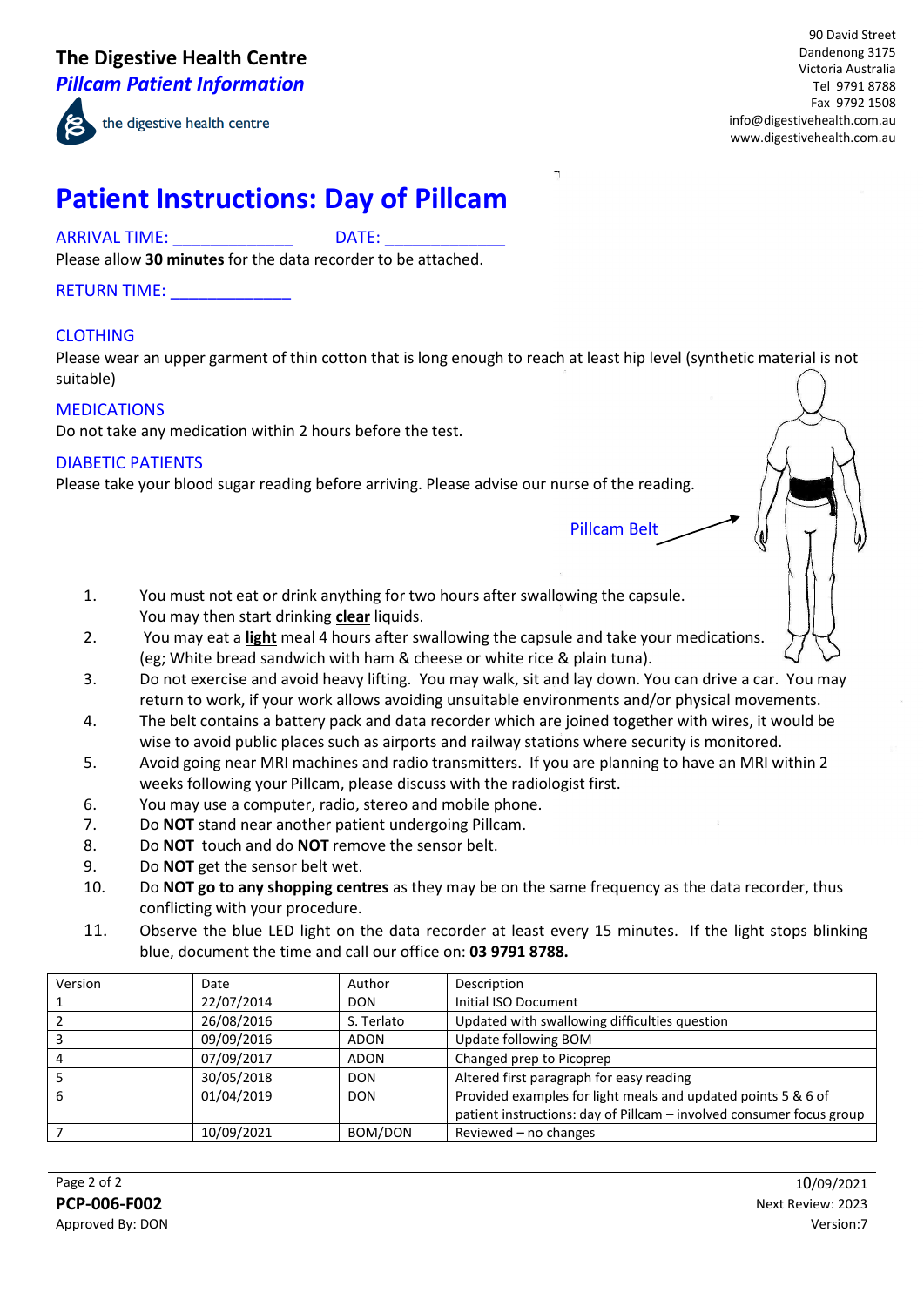**The Digestive Health Centre**
***Pillcam Patient Information***

the digestive health centre

90 David Street
Dandenong 3175
Victoria Australia
Tel 9791 8788
Fax 9792 1508
info@digestivehealth.com.au
www.digestivehealth.com.au

# Patient Instructions: Day of Pillcam

ARRIVAL TIME: _____________ DATE: _____________

Please allow **30 minutes** for the data recorder to be attached.

RETURN TIME: _____________

## CLOTHING

Please wear an upper garment of thin cotton that is long enough to reach at least hip level (synthetic material is not suitable)

## MEDICATIONS

Do not take any medication within 2 hours before the test.

## DIABETIC PATIENTS

Please take your blood sugar reading before arriving. Please advise our nurse of the reading.

Pillcam Belt

1. You must not eat or drink anything for two hours after swallowing the capsule. You may then start drinking **clear** liquids.
2. You may eat a **light** meal 4 hours after swallowing the capsule and take your medications. (eg; White bread sandwich with ham & cheese or white rice & plain tuna).
3. Do not exercise and avoid heavy lifting. You may walk, sit and lay down. You can drive a car. You may return to work, if your work allows avoiding unsuitable environments and/or physical movements.
4. The belt contains a battery pack and data recorder which are joined together with wires, it would be wise to avoid public places such as airports and railway stations where security is monitored.
5. Avoid going near MRI machines and radio transmitters. If you are planning to have an MRI within 2 weeks following your Pillcam, please discuss with the radiologist first.
6. You may use a computer, radio, stereo and mobile phone.
7. Do **NOT** stand near another patient undergoing Pillcam.
8. Do **NOT** touch and do **NOT** remove the sensor belt.
9. Do **NOT** get the sensor belt wet.
10. Do **NOT go to any shopping centres** as they may be on the same frequency as the data recorder, thus conflicting with your procedure.
11. Observe the blue LED light on the data recorder at least every 15 minutes. If the light stops blinking blue, document the time and call our office on: **03 9791 8788.**

| Version | Date | Author | Description |
|---|---|---|---|
| 1 | 22/07/2014 | DON | Initial ISO Document |
| 2 | 26/08/2016 | S. Terlato | Updated with swallowing difficulties question |
| 3 | 09/09/2016 | ADON | Update following BOM |
| 4 | 07/09/2017 | ADON | Changed prep to Picoprep |
| 5 | 30/05/2018 | DON | Altered first paragraph for easy reading |
| 6 | 01/04/2019 | DON | Provided examples for light meals and updated points 5 & 6 of patient instructions: day of Pillcam – involved consumer focus group |
| 7 | 10/09/2021 | BOM/DON | Reviewed – no changes |

**PCP-006-F002**
Approved By: DON

10/09/2021
Next Review: 2023
Version:7